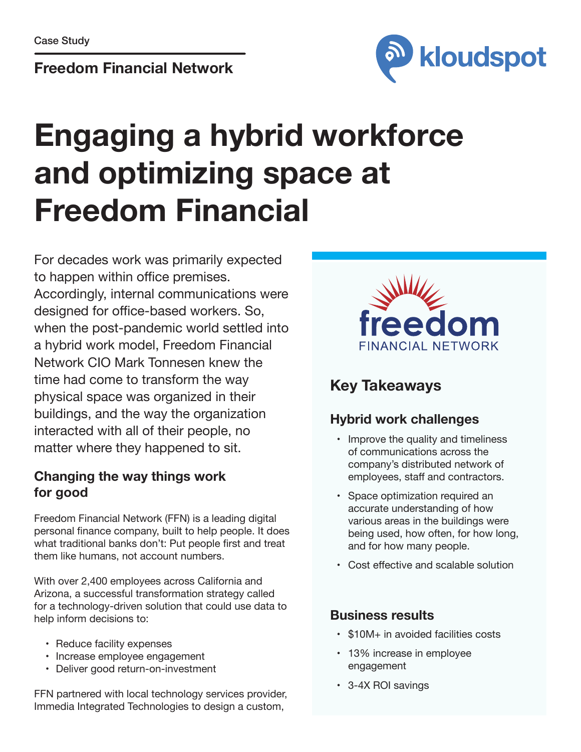Case Study

**Freedom Financial Network**

# Engaging a hybrid workforce and optimizing space at Freedom Financial

For decades work was primarily expected to happen within office premises. Accordingly, internal communications were designed for office-based workers. So, when the post-pandemic world settled into a hybrid work model, Freedom Financial Network CIO Mark Tonnesen knew the time had come to transform the way physical space was organized in their buildings, and the way the organization interacted with all of their people, no matter where they happened to sit.

### Changing the way things work for good

Freedom Financial Network (FFN) is a leading digital personal finance company, built to help people. It does what traditional banks don't: Put people first and treat them like humans, not account numbers.

With over 2,400 employees across California and Arizona, a successful transformation strategy called for a technology-driven solution that could use data to help inform decisions to:

- Reduce facility expenses
- Increase employee engagement
- Deliver good return-on-investment

FFN partnered with local technology services provider, Immedia Integrated Technologies to design a custom,

## Key Takeaways

### Hybrid work challenges

- Improve the quality and timeliness of communications across the company's distributed network of employees, staff and contractors.
- Space optimization required an accurate understanding of how various areas in the buildings were being used, how often, for how long, and for how many people.
- Cost effective and scalable solution

### Business results

- $10M+ in avoided facilities costs
- 13% increase in employee engagement
- 3-4X ROI savings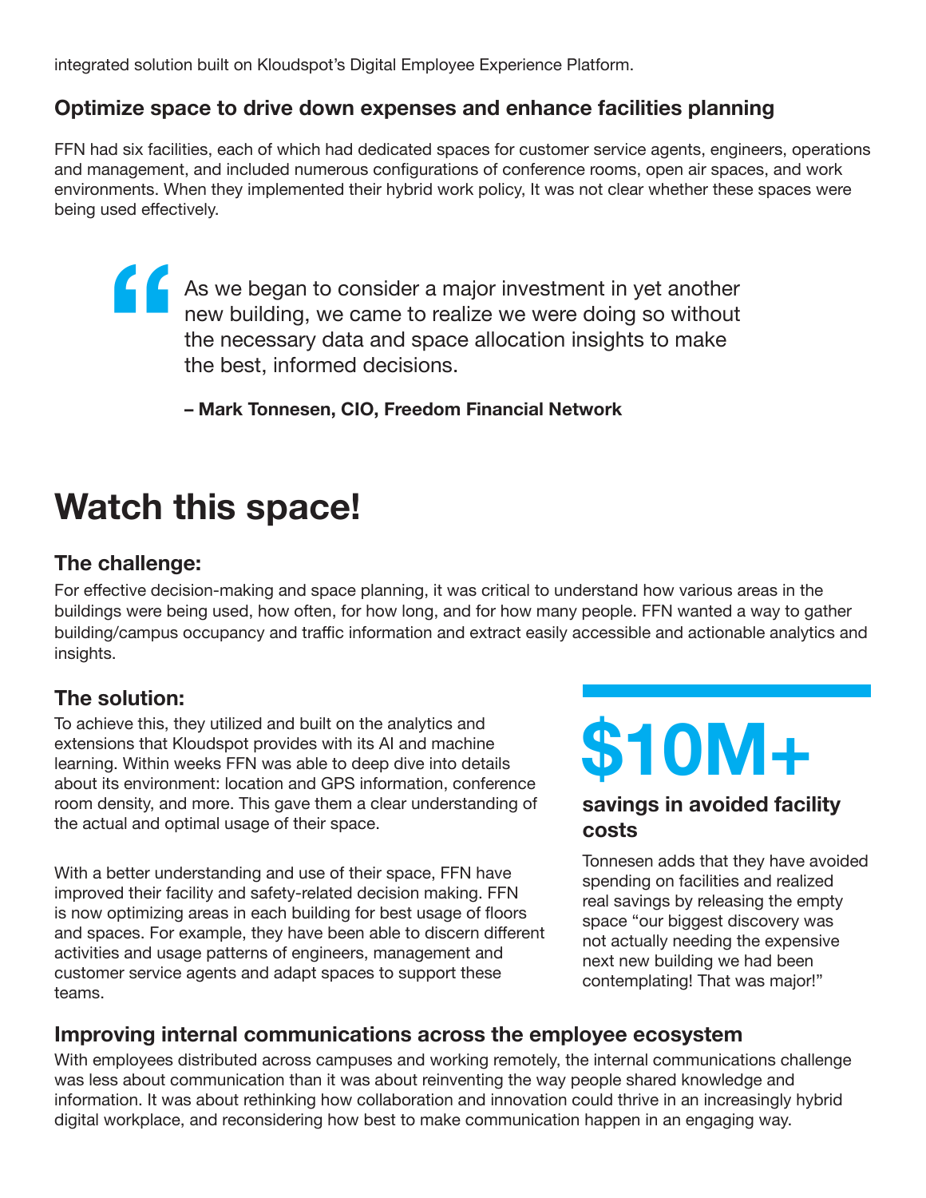integrated solution built on Kloudspot's Digital Employee Experience Platform.

### Optimize space to drive down expenses and enhance facilities planning

FFN had six facilities, each of which had dedicated spaces for customer service agents, engineers, operations and management, and included numerous configurations of conference rooms, open air spaces, and work environments. When they implemented their hybrid work policy, It was not clear whether these spaces were being used effectively.

> "As we began to consider a major investment in yet another new building, we came to realize we were doing so without the necessary data and space allocation insights to make the best, informed decisions.
>
> **– Mark Tonnesen, CIO, Freedom Financial Network**

# Watch this space!

### The challenge:

For effective decision-making and space planning, it was critical to understand how various areas in the buildings were being used, how often, for how long, and for how many people. FFN wanted a way to gather building/campus occupancy and traffic information and extract easily accessible and actionable analytics and insights.

### The solution:

To achieve this, they utilized and built on the analytics and extensions that Kloudspot provides with its AI and machine learning. Within weeks FFN was able to deep dive into details about its environment: location and GPS information, conference room density, and more. This gave them a clear understanding of the actual and optimal usage of their space.

With a better understanding and use of their space, FFN have improved their facility and safety-related decision making. FFN is now optimizing areas in each building for best usage of floors and spaces. For example, they have been able to discern different activities and usage patterns of engineers, management and customer service agents and adapt spaces to support these teams.

**$10M+**

**savings in avoided facility costs**

Tonnesen adds that they have avoided spending on facilities and realized real savings by releasing the empty space "our biggest discovery was not actually needing the expensive next new building we had been contemplating! That was major!"

### Improving internal communications across the employee ecosystem

With employees distributed across campuses and working remotely, the internal communications challenge was less about communication than it was about reinventing the way people shared knowledge and information. It was about rethinking how collaboration and innovation could thrive in an increasingly hybrid digital workplace, and reconsidering how best to make communication happen in an engaging way.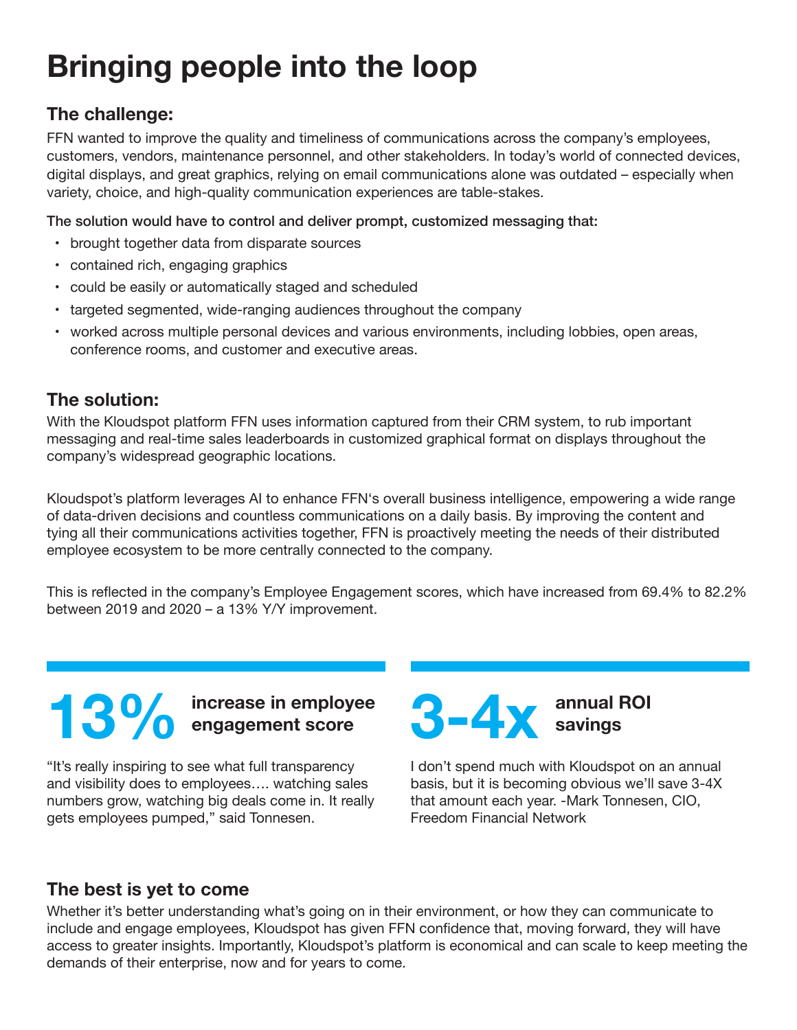# Bringing people into the loop

## The challenge:

FFN wanted to improve the quality and timeliness of communications across the company's employees, customers, vendors, maintenance personnel, and other stakeholders. In today's world of connected devices, digital displays, and great graphics, relying on email communications alone was outdated – especially when variety, choice, and high-quality communication experiences are table-stakes.

The solution would have to control and deliver prompt, customized messaging that:

- brought together data from disparate sources
- contained rich, engaging graphics
- could be easily or automatically staged and scheduled
- targeted segmented, wide-ranging audiences throughout the company
- worked across multiple personal devices and various environments, including lobbies, open areas, conference rooms, and customer and executive areas.

## The solution:

With the Kloudspot platform FFN uses information captured from their CRM system, to rub important messaging and real-time sales leaderboards in customized graphical format on displays throughout the company's widespread geographic locations.

Kloudspot's platform leverages AI to enhance FFN's overall business intelligence, empowering a wide range of data-driven decisions and countless communications on a daily basis. By improving the content and tying all their communications activities together, FFN is proactively meeting the needs of their distributed employee ecosystem to be more centrally connected to the company.

This is reflected in the company's Employee Engagement scores, which have increased from 69.4% to 82.2% between 2019 and 2020 – a 13% Y/Y improvement.

**13%** **increase in employee engagement score**

"It's really inspiring to see what full transparency and visibility does to employees…. watching sales numbers grow, watching big deals come in. It really gets employees pumped," said Tonnesen.

**3-4x** **annual ROI savings**

I don't spend much with Kloudspot on an annual basis, but it is becoming obvious we'll save 3-4X that amount each year. -Mark Tonnesen, CIO, Freedom Financial Network

## The best is yet to come

Whether it's better understanding what's going on in their environment, or how they can communicate to include and engage employees, Kloudspot has given FFN confidence that, moving forward, they will have access to greater insights. Importantly, Kloudspot's platform is economical and can scale to keep meeting the demands of their enterprise, now and for years to come.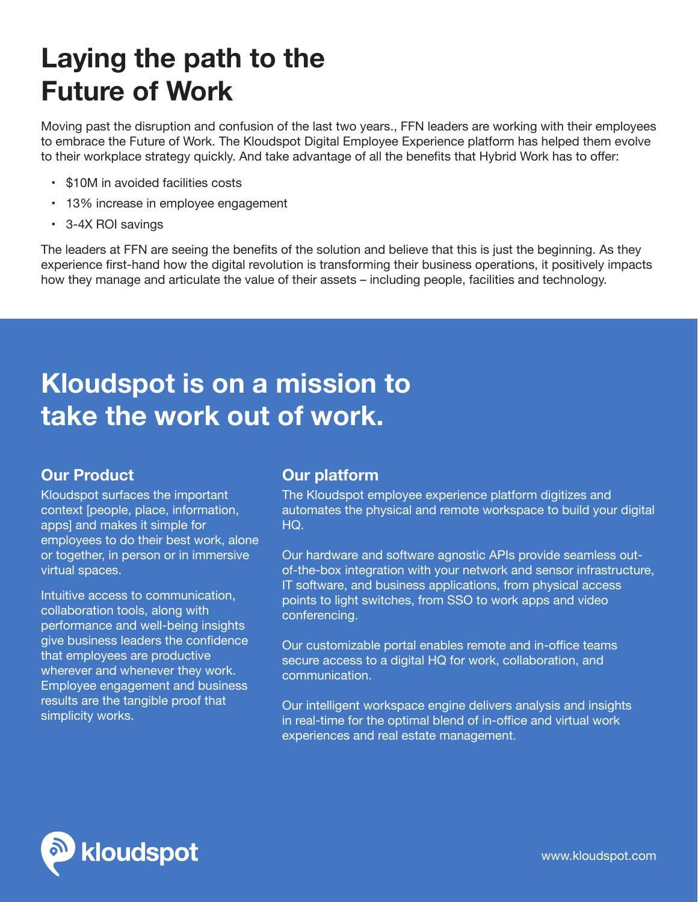# Laying the path to the Future of Work

Moving past the disruption and confusion of the last two years., FFN leaders are working with their employees to embrace the Future of Work. The Kloudspot Digital Employee Experience platform has helped them evolve to their workplace strategy quickly. And take advantage of all the benefits that Hybrid Work has to offer:

- $10M in avoided facilities costs
- 13% increase in employee engagement
- 3-4X ROI savings

The leaders at FFN are seeing the benefits of the solution and believe that this is just the beginning. As they experience first-hand how the digital revolution is transforming their business operations, it positively impacts how they manage and articulate the value of their assets – including people, facilities and technology.

# Kloudspot is on a mission to take the work out of work.

### Our Product

Kloudspot surfaces the important context [people, place, information, apps] and makes it simple for employees to do their best work, alone or together, in person or in immersive virtual spaces.

Intuitive access to communication, collaboration tools, along with performance and well-being insights give business leaders the confidence that employees are productive wherever and whenever they work. Employee engagement and business results are the tangible proof that simplicity works.

### Our platform

The Kloudspot employee experience platform digitizes and automates the physical and remote workspace to build your digital HQ.

Our hardware and software agnostic APIs provide seamless out-of-the-box integration with your network and sensor infrastructure, IT software, and business applications, from physical access points to light switches, from SSO to work apps and video conferencing.

Our customizable portal enables remote and in-office teams secure access to a digital HQ for work, collaboration, and communication.

Our intelligent workspace engine delivers analysis and insights in real-time for the optimal blend of in-office and virtual work experiences and real estate management.

kloudspot

www.kloudspot.com